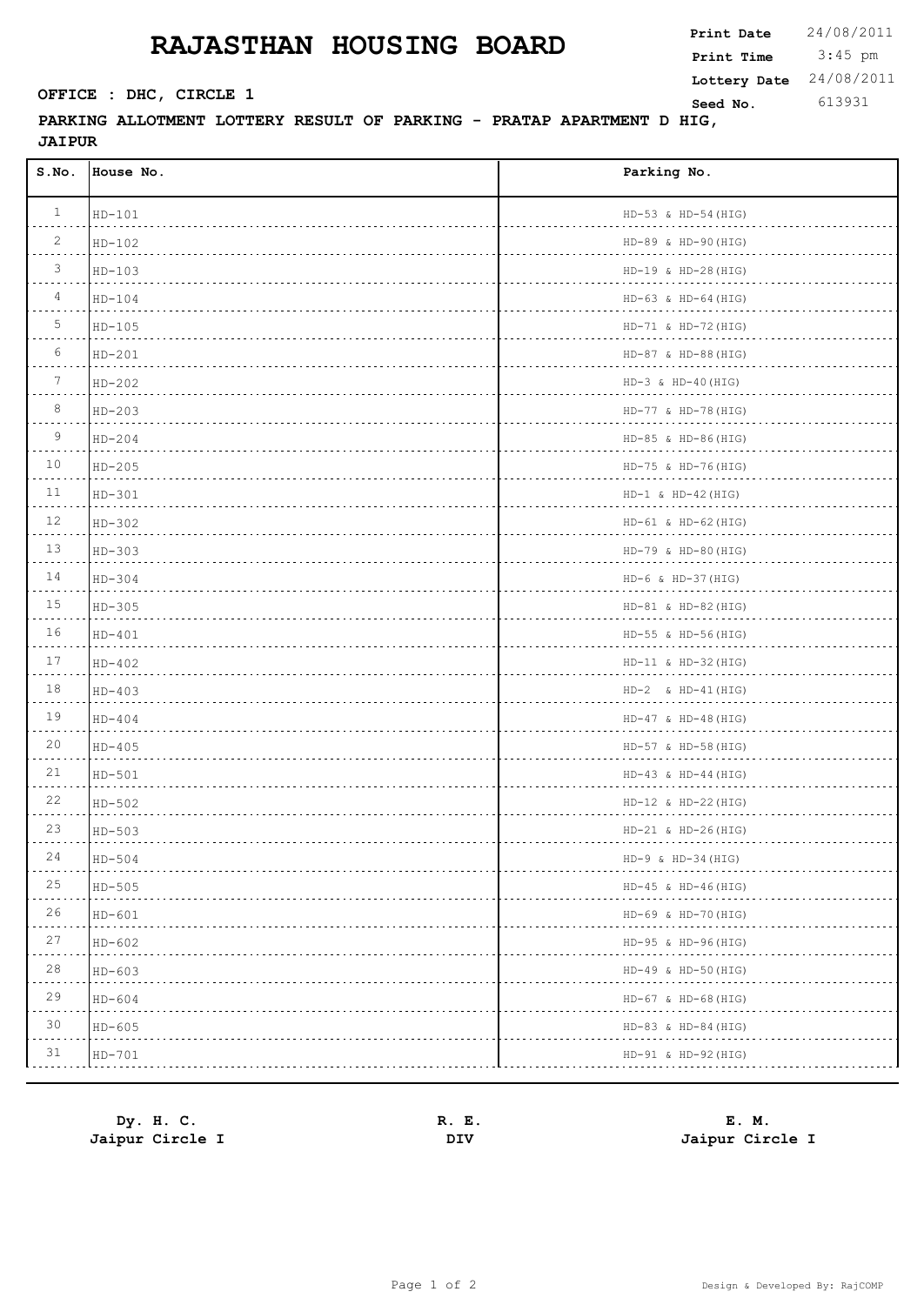# RAJASTHAN HOUSING BOARD

**Print Date** 24/08/2011
**Print Time** 3:45 pm
**Lottery Date** 24/08/2011
**Seed No.** 613931

**OFFICE : DHC, CIRCLE 1**

**PARKING ALLOTMENT LOTTERY RESULT OF PARKING - PRATAP APARTMENT D HIG, JAIPUR**

| S.No. | House No. | Parking No. |
|---|---|---|
| 1 | HD-101 | HD-53 & HD-54(HIG) |
| 2 | HD-102 | HD-89 & HD-90(HIG) |
| 3 | HD-103 | HD-19 & HD-28(HIG) |
| 4 | HD-104 | HD-63 & HD-64(HIG) |
| 5 | HD-105 | HD-71 & HD-72(HIG) |
| 6 | HD-201 | HD-87 & HD-88(HIG) |
| 7 | HD-202 | HD-3 & HD-40(HIG) |
| 8 | HD-203 | HD-77 & HD-78(HIG) |
| 9 | HD-204 | HD-85 & HD-86(HIG) |
| 10 | HD-205 | HD-75 & HD-76(HIG) |
| 11 | HD-301 | HD-1 & HD-42(HIG) |
| 12 | HD-302 | HD-61 & HD-62(HIG) |
| 13 | HD-303 | HD-79 & HD-80(HIG) |
| 14 | HD-304 | HD-6 & HD-37(HIG) |
| 15 | HD-305 | HD-81 & HD-82(HIG) |
| 16 | HD-401 | HD-55 & HD-56(HIG) |
| 17 | HD-402 | HD-11 & HD-32(HIG) |
| 18 | HD-403 | HD-2 & HD-41(HIG) |
| 19 | HD-404 | HD-47 & HD-48(HIG) |
| 20 | HD-405 | HD-57 & HD-58(HIG) |
| 21 | HD-501 | HD-43 & HD-44(HIG) |
| 22 | HD-502 | HD-12 & HD-22(HIG) |
| 23 | HD-503 | HD-21 & HD-26(HIG) |
| 24 | HD-504 | HD-9 & HD-34(HIG) |
| 25 | HD-505 | HD-45 & HD-46(HIG) |
| 26 | HD-601 | HD-69 & HD-70(HIG) |
| 27 | HD-602 | HD-95 & HD-96(HIG) |
| 28 | HD-603 | HD-49 & HD-50(HIG) |
| 29 | HD-604 | HD-67 & HD-68(HIG) |
| 30 | HD-605 | HD-83 & HD-84(HIG) |
| 31 | HD-701 | HD-91 & HD-92(HIG) |

**Dy. H. C.**
**Jaipur Circle I**

**R. E.**
**DIV**

**E. M.**
**Jaipur Circle I**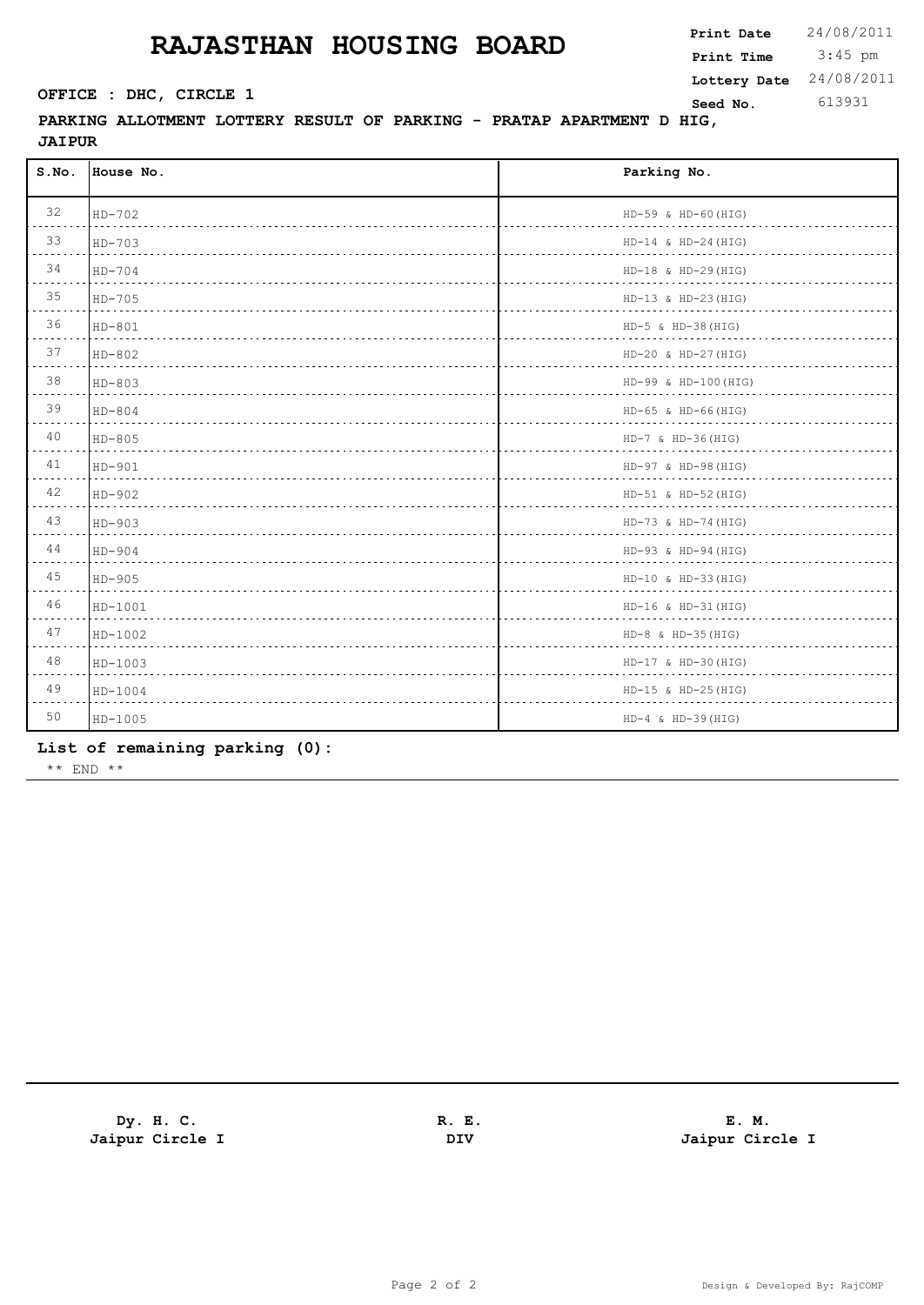# RAJASTHAN HOUSING BOARD

**Print Date** 24/08/2011
**Print Time** 3:45 pm
**Lottery Date** 24/08/2011
**Seed No.** 613931

**OFFICE : DHC, CIRCLE 1**

**PARKING ALLOTMENT LOTTERY RESULT OF PARKING - PRATAP APARTMENT D HIG, JAIPUR**

| S.No. | House No. | Parking No. |
|---|---|---|
| 32 | HD-702 | HD-59 & HD-60(HIG) |
| 33 | HD-703 | HD-14 & HD-24(HIG) |
| 34 | HD-704 | HD-18 & HD-29(HIG) |
| 35 | HD-705 | HD-13 & HD-23(HIG) |
| 36 | HD-801 | HD-5 & HD-38(HIG) |
| 37 | HD-802 | HD-20 & HD-27(HIG) |
| 38 | HD-803 | HD-99 & HD-100(HIG) |
| 39 | HD-804 | HD-65 & HD-66(HIG) |
| 40 | HD-805 | HD-7 & HD-36(HIG) |
| 41 | HD-901 | HD-97 & HD-98(HIG) |
| 42 | HD-902 | HD-51 & HD-52(HIG) |
| 43 | HD-903 | HD-73 & HD-74(HIG) |
| 44 | HD-904 | HD-93 & HD-94(HIG) |
| 45 | HD-905 | HD-10 & HD-33(HIG) |
| 46 | HD-1001 | HD-16 & HD-31(HIG) |
| 47 | HD-1002 | HD-8 & HD-35(HIG) |
| 48 | HD-1003 | HD-17 & HD-30(HIG) |
| 49 | HD-1004 | HD-15 & HD-25(HIG) |
| 50 | HD-1005 | HD-4 & HD-39(HIG) |

**List of remaining parking (0):**

** END **

**Dy. H. C.**
**Jaipur Circle I**

**R. E.**
**DIV**

**E. M.**
**Jaipur Circle I**

Design & Developed By: RajCOMP